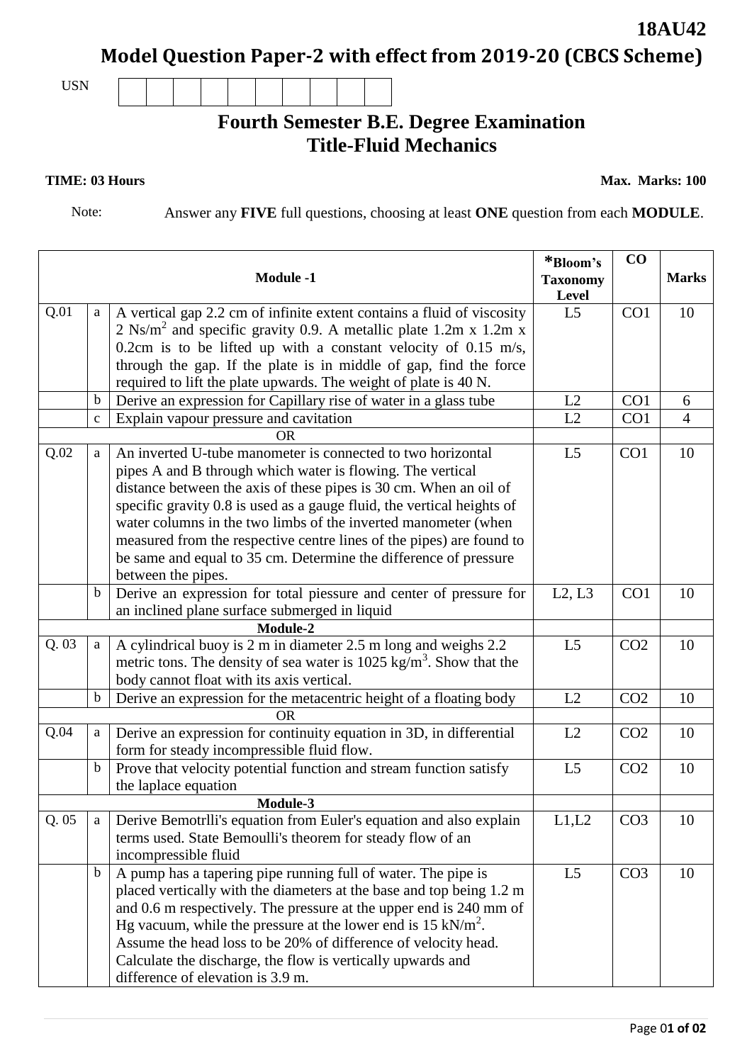**18AU42**

# Model Question Paper-2 with effect from 2019-20 (CBCS Scheme)

USN

## Fourth Semester B.E. Degree Examination
## Title-Fluid Mechanics

**TIME: 03 Hours** **Max. Marks: 100**

Note: Answer any **FIVE** full questions, choosing at least **ONE** question from each **MODULE**.

| | | **Module -1** | ***Bloom's Taxonomy Level** | **CO** | **Marks** |
|---|---|---|---|---|---|
| Q.01 | a | A vertical gap 2.2 cm of infinite extent contains a fluid of viscosity 2 $Ns/m^2$ and specific gravity 0.9. A metallic plate 1.2m x 1.2m x 0.2cm is to be lifted up with a constant velocity of 0.15 m/s, through the gap. If the plate is in middle of gap, find the force required to lift the plate upwards. The weight of plate is 40 N. | L5 | CO1 | 10 |
| | b | Derive an expression for Capillary rise of water in a glass tube | L2 | CO1 | 6 |
| | c | Explain vapour pressure and cavitation | L2 | CO1 | 4 |
| | | OR | | | |
| Q.02 | a | An inverted U-tube manometer is connected to two horizontal pipes A and B through which water is flowing. The vertical distance between the axis of these pipes is 30 cm. When an oil of specific gravity 0.8 is used as a gauge fluid, the vertical heights of water columns in the two limbs of the inverted manometer (when measured from the respective centre lines of the pipes) are found to be same and equal to 35 cm. Determine the difference of pressure between the pipes. | L5 | CO1 | 10 |
| | b | Derive an expression for total piessure and center of pressure for an inclined plane surface submerged in liquid | L2, L3 | CO1 | 10 |
| | | **Module-2** | | | |
| Q. 03 | a | A cylindrical buoy is 2 m in diameter 2.5 m long and weighs 2.2 metric tons. The density of sea water is 1025 $kg/m^3$. Show that the body cannot float with its axis vertical. | L5 | CO2 | 10 |
| | b | Derive an expression for the metacentric height of a floating body | L2 | CO2 | 10 |
| | | OR | | | |
| Q.04 | a | Derive an expression for continuity equation in 3D, in differential form for steady incompressible fluid flow. | L2 | CO2 | 10 |
| | b | Prove that velocity potential function and stream function satisfy the laplace equation | L5 | CO2 | 10 |
| | | **Module-3** | | | |
| Q. 05 | a | Derive Bemotrlli's equation from Euler's equation and also explain terms used. State Bemoulli's theorem for steady flow of an incompressible fluid | L1,L2 | CO3 | 10 |
| | b | A pump has a tapering pipe running full of water. The pipe is placed vertically with the diameters at the base and top being 1.2 m and 0.6 m respectively. The pressure at the upper end is 240 mm of Hg vacuum, while the pressure at the lower end is 15 $kN/m^2$. Assume the head loss to be 20% of difference of velocity head. Calculate the discharge, the flow is vertically upwards and difference of elevation is 3.9 m. | L5 | CO3 | 10 |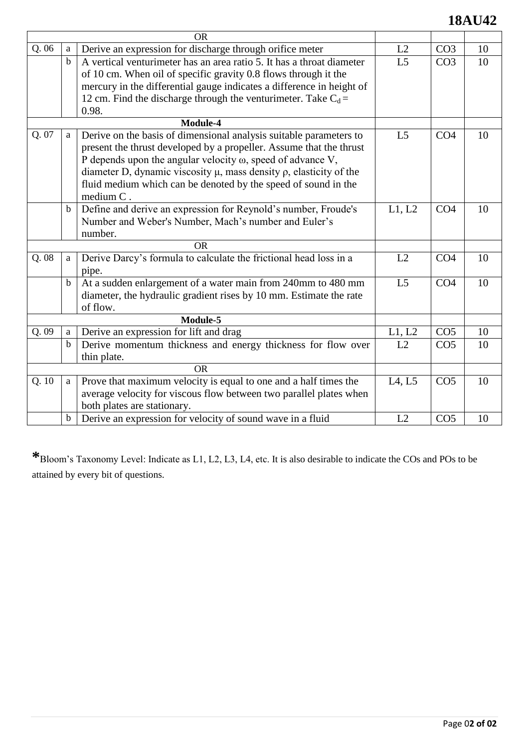| | | | | | |
|---|---|---|---|---|---|
| | | OR | | | |
| Q. 06 | a | Derive an expression for discharge through orifice meter | L2 | CO3 | 10 |
| | b | A vertical venturimeter has an area ratio 5. It has a throat diameter of 10 cm. When oil of specific gravity 0.8 flows through it the mercury in the differential gauge indicates a difference in height of 12 cm. Find the discharge through the venturimeter. Take $C_d$ = 0.98. | L5 | CO3 | 10 |
| | | **Module-4** | | | |
| Q. 07 | a | Derive on the basis of dimensional analysis suitable parameters to present the thrust developed by a propeller. Assume that the thrust P depends upon the angular velocity $\omega$, speed of advance V, diameter D, dynamic viscosity $\mu$, mass density $\rho$, elasticity of the fluid medium which can be denoted by the speed of sound in the medium C . | L5 | CO4 | 10 |
| | b | Define and derive an expression for Reynold's number, Froude's Number and Weber's Number, Mach's number and Euler's number. | L1, L2 | CO4 | 10 |
| | | OR | | | |
| Q. 08 | a | Derive Darcy's formula to calculate the frictional head loss in a pipe. | L2 | CO4 | 10 |
| | b | At a sudden enlargement of a water main from 240mm to 480 mm diameter, the hydraulic gradient rises by 10 mm. Estimate the rate of flow. | L5 | CO4 | 10 |
| | | **Module-5** | | | |
| Q. 09 | a | Derive an expression for lift and drag | L1, L2 | CO5 | 10 |
| | b | Derive momentum thickness and energy thickness for flow over thin plate. | L2 | CO5 | 10 |
| | | OR | | | |
| Q. 10 | a | Prove that maximum velocity is equal to one and a half times the average velocity for viscous flow between two parallel plates when both plates are stationary. | L4, L5 | CO5 | 10 |
| | b | Derive an expression for velocity of sound wave in a fluid | L2 | CO5 | 10 |

***Bloom's Taxonomy Level: Indicate as L1, L2, L3, L4, etc. It is also desirable to indicate the COs and POs to be attained by every bit of questions.